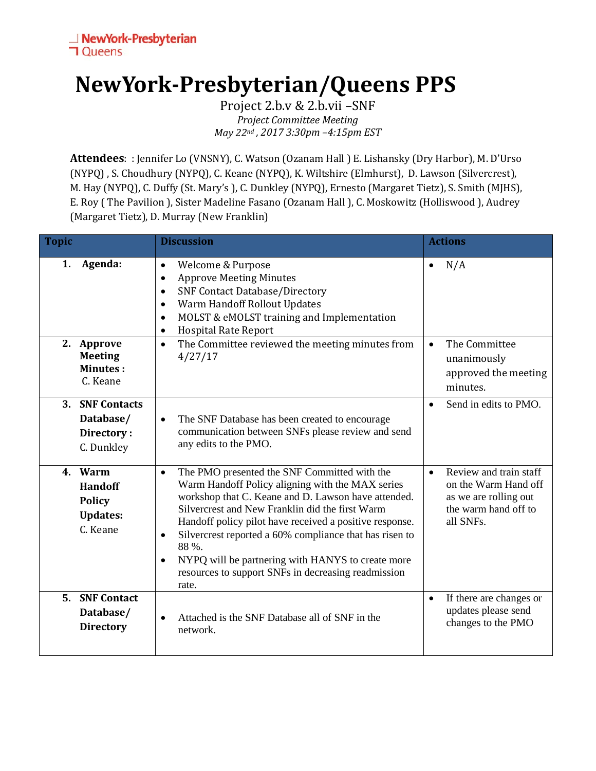NewYork-Presbyterian
Queens

# NewYork-Presbyterian/Queens PPS

Project 2.b.v & 2.b.vii –SNF

*Project Committee Meeting*

*May 22nd , 2017 3:30pm –4:15pm EST*

**Attendees**: : Jennifer Lo (VNSNY), C. Watson (Ozanam Hall ) E. Lishansky (Dry Harbor), M. D'Urso (NYPQ) , S. Choudhury (NYPQ), C. Keane (NYPQ), K. Wiltshire (Elmhurst), D. Lawson (Silvercrest), M. Hay (NYPQ), C. Duffy (St. Mary's ), C. Dunkley (NYPQ), Ernesto (Margaret Tietz), S. Smith (MJHS), E. Roy ( The Pavilion ), Sister Madeline Fasano (Ozanam Hall ), C. Moskowitz (Holliswood ), Audrey (Margaret Tietz), D. Murray (New Franklin)

| Topic | Discussion | Actions |
|---|---|---|
| **1. Agenda:** | • Welcome & Purpose<br>• Approve Meeting Minutes<br>• SNF Contact Database/Directory<br>• Warm Handoff Rollout Updates<br>• MOLST & eMOLST training and Implementation<br>• Hospital Rate Report | • N/A |
| **2. Approve Meeting Minutes :** C. Keane | • The Committee reviewed the meeting minutes from 4/27/17 | • The Committee unanimously approved the meeting minutes. |
| **3. SNF Contacts Database/ Directory :** C. Dunkley | • The SNF Database has been created to encourage communication between SNFs please review and send any edits to the PMO. | • Send in edits to PMO. |
| **4. Warm Handoff Policy Updates:** C. Keane | • The PMO presented the SNF Committed with the Warm Handoff Policy aligning with the MAX series workshop that C. Keane and D. Lawson have attended. Silvercrest and New Franklin did the first Warm Handoff policy pilot have received a positive response.<br>• Silvercrest reported a 60% compliance that has risen to 88 %.<br>• NYPQ will be partnering with HANYS to create more resources to support SNFs in decreasing readmission rate. | • Review and train staff on the Warm Hand off as we are rolling out the warm hand off to all SNFs. |
| **5. SNF Contact Database/ Directory** | • Attached is the SNF Database all of SNF in the network. | • If there are changes or updates please send changes to the PMO |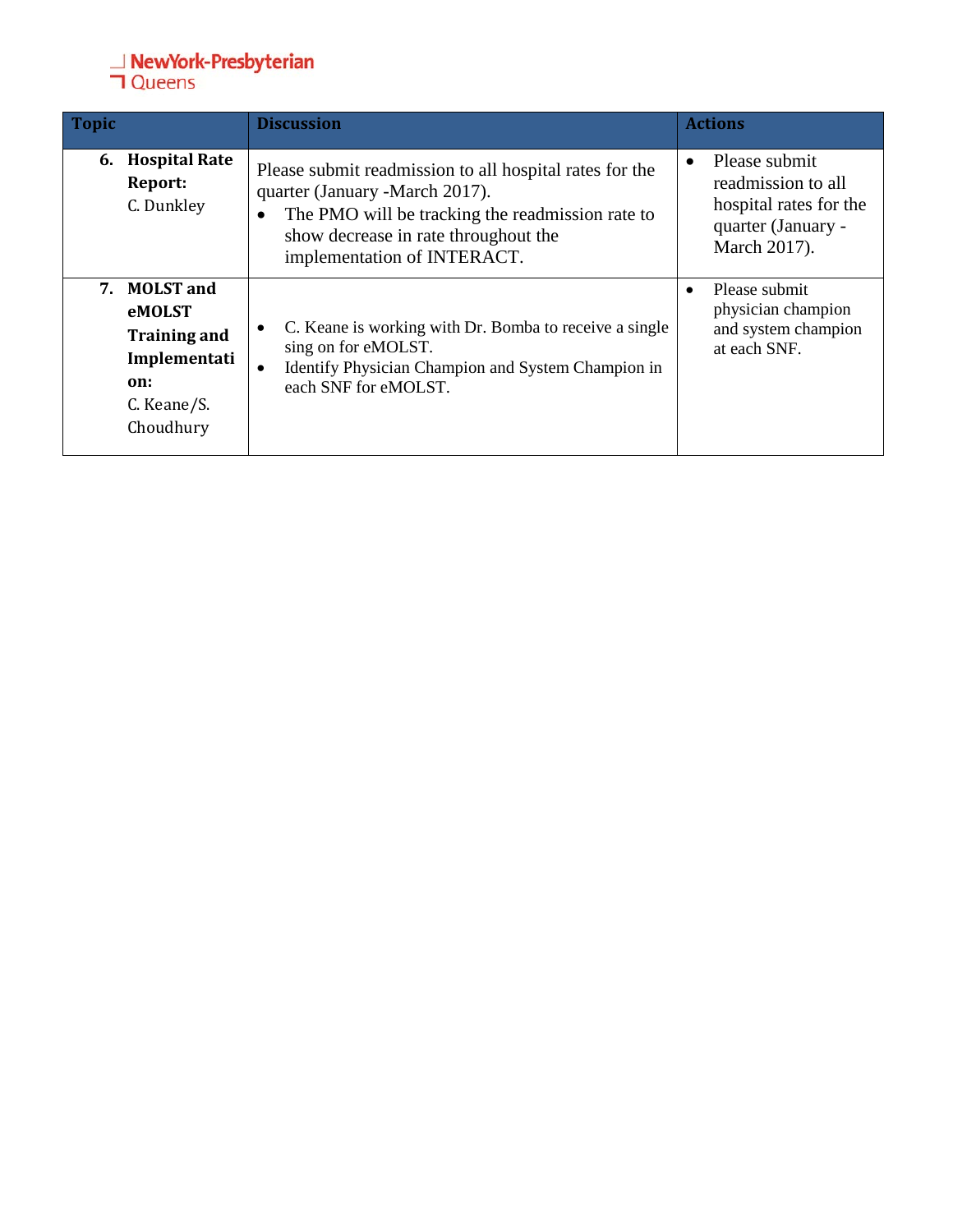NewYork-Presbyterian Queens

| Topic | Discussion | Actions |
|---|---|---|
| **6. Hospital Rate Report:** C. Dunkley | Please submit readmission to all hospital rates for the quarter (January -March 2017). <br>• The PMO will be tracking the readmission rate to show decrease in rate throughout the implementation of INTERACT. | • Please submit readmission to all hospital rates for the quarter (January - March 2017). |
| **7. MOLST and eMOLST Training and Implementation:** C. Keane/S. Choudhury | • C. Keane is working with Dr. Bomba to receive a single sing on for eMOLST. <br>• Identify Physician Champion and System Champion in each SNF for eMOLST. | • Please submit physician champion and system champion at each SNF. |